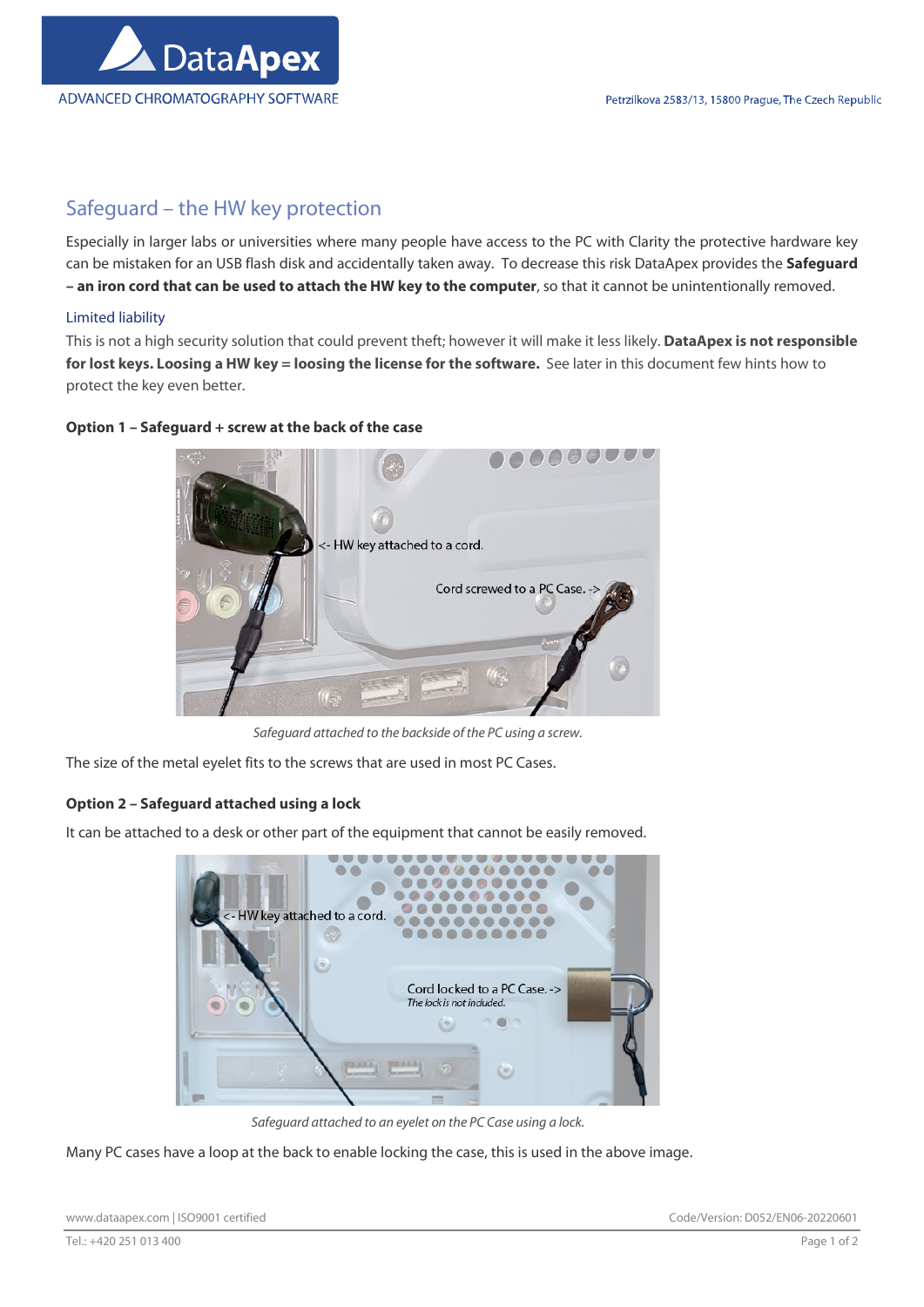# Safeguard – the HW key protection

Especially in larger labs or universities where many people have access to the PC with Clarity the protective hardware key can be mistaken for an USB flash disk and accidentally taken away. To decrease this risk DataApex provides the **Safeguard – an iron cord that can be used to attach the HW key to the computer**, so that it cannot be unintentionally removed.

## Limited liability

This is not a high security solution that could prevent theft; however it will make it less likely. **DataApex is not responsible for lost keys. Loosing a HW key = loosing the license for the software.** See later in this document few hints how to protect the key even better.

### Option 1 – Safeguard + screw at the back of the case

*Safeguard attached to the backside of the PC using a screw.*

The size of the metal eyelet fits to the screws that are used in most PC Cases.

### Option 2 – Safeguard attached using a lock

It can be attached to a desk or other part of the equipment that cannot be easily removed.

*Safeguard attached to an eyelet on the PC Case using a lock.*

Many PC cases have a loop at the back to enable locking the case, this is used in the above image.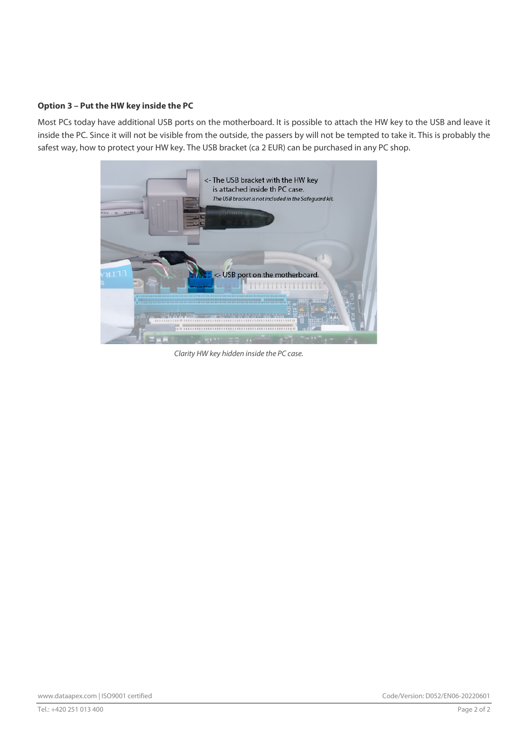**Option 3 – Put the HW key inside the PC**

Most PCs today have additional USB ports on the motherboard. It is possible to attach the HW key to the USB and leave it inside the PC. Since it will not be visible from the outside, the passers by will not be tempted to take it. This is probably the safest way, how to protect your HW key. The USB bracket (ca 2 EUR) can be purchased in any PC shop.

<- The USB bracket with the HW key is attached inside th PC case.

*The USB bracket is not included in the Safeguard kit.*

<- USB port on the motherboard.

*Clarity HW key hidden inside the PC case.*